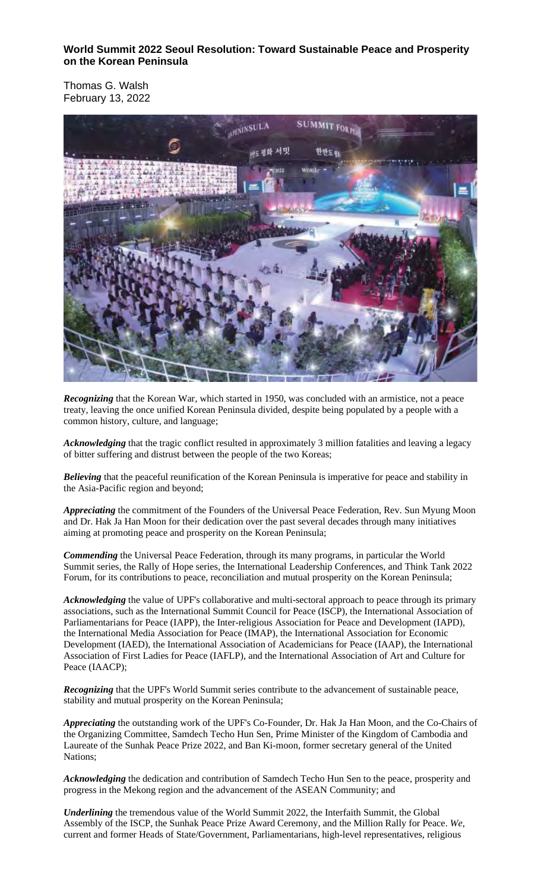**World Summit 2022 Seoul Resolution: Toward Sustainable Peace and Prosperity on the Korean Peninsula**

Thomas G. Walsh
February 13, 2022

***Recognizing*** that the Korean War, which started in 1950, was concluded with an armistice, not a peace treaty, leaving the once unified Korean Peninsula divided, despite being populated by a people with a common history, culture, and language;

***Acknowledging*** that the tragic conflict resulted in approximately 3 million fatalities and leaving a legacy of bitter suffering and distrust between the people of the two Koreas;

***Believing*** that the peaceful reunification of the Korean Peninsula is imperative for peace and stability in the Asia-Pacific region and beyond;

***Appreciating*** the commitment of the Founders of the Universal Peace Federation, Rev. Sun Myung Moon and Dr. Hak Ja Han Moon for their dedication over the past several decades through many initiatives aiming at promoting peace and prosperity on the Korean Peninsula;

***Commending*** the Universal Peace Federation, through its many programs, in particular the World Summit series, the Rally of Hope series, the International Leadership Conferences, and Think Tank 2022 Forum, for its contributions to peace, reconciliation and mutual prosperity on the Korean Peninsula;

***Acknowledging*** the value of UPF's collaborative and multi-sectoral approach to peace through its primary associations, such as the International Summit Council for Peace (ISCP), the International Association of Parliamentarians for Peace (IAPP), the Inter-religious Association for Peace and Development (IAPD), the International Media Association for Peace (IMAP), the International Association for Economic Development (IAED), the International Association of Academicians for Peace (IAAP), the International Association of First Ladies for Peace (IAFLP), and the International Association of Art and Culture for Peace (IAACP);

***Recognizing*** that the UPF's World Summit series contribute to the advancement of sustainable peace, stability and mutual prosperity on the Korean Peninsula;

***Appreciating*** the outstanding work of the UPF's Co-Founder, Dr. Hak Ja Han Moon, and the Co-Chairs of the Organizing Committee, Samdech Techo Hun Sen, Prime Minister of the Kingdom of Cambodia and Laureate of the Sunhak Peace Prize 2022, and Ban Ki-moon, former secretary general of the United Nations;

***Acknowledging*** the dedication and contribution of Samdech Techo Hun Sen to the peace, prosperity and progress in the Mekong region and the advancement of the ASEAN Community; and

***Underlining*** the tremendous value of the World Summit 2022, the Interfaith Summit, the Global Assembly of the ISCP, the Sunhak Peace Prize Award Ceremony, and the Million Rally for Peace. *We*, current and former Heads of State/Government, Parliamentarians, high-level representatives, religious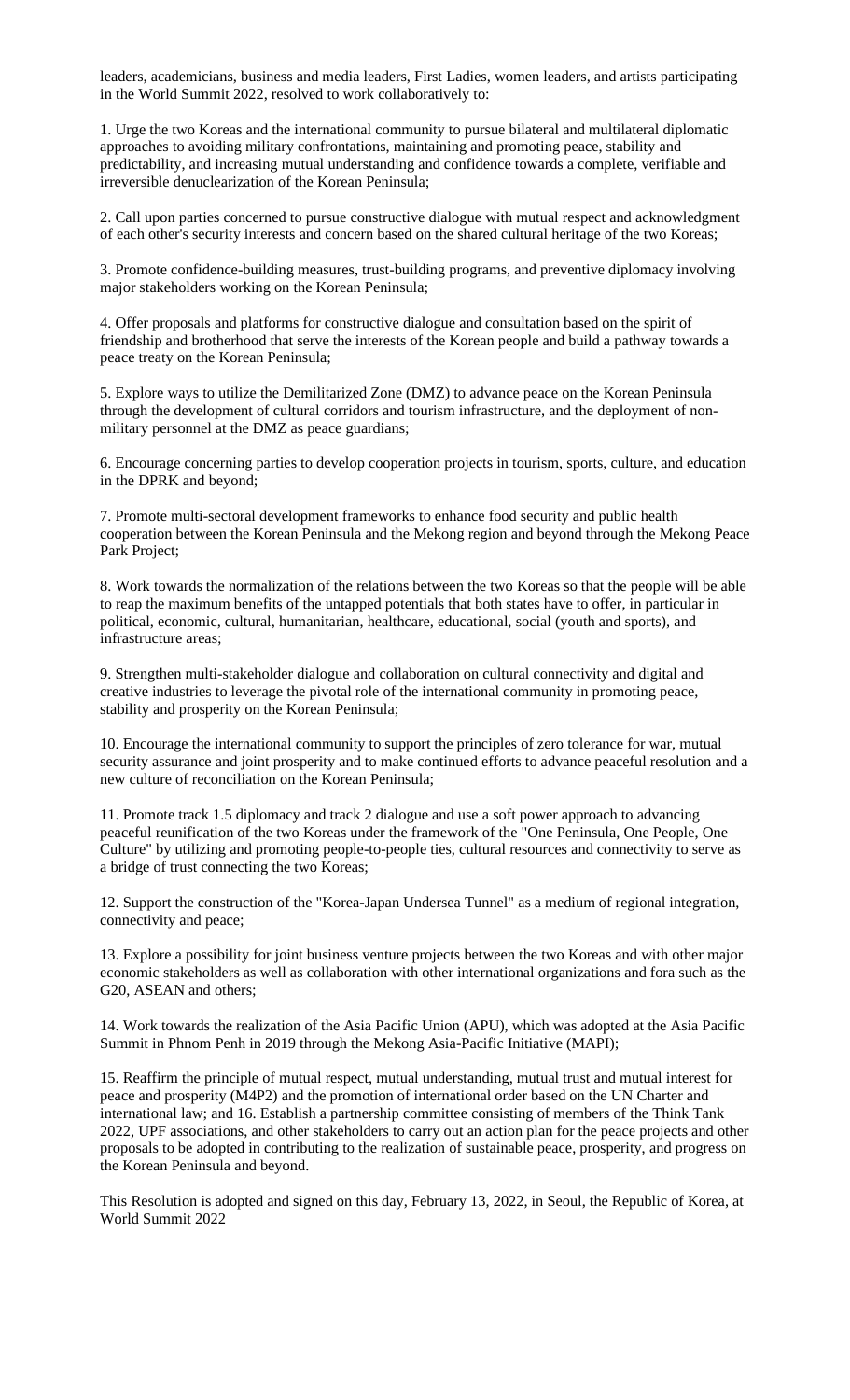leaders, academicians, business and media leaders, First Ladies, women leaders, and artists participating in the World Summit 2022, resolved to work collaboratively to:

1. Urge the two Koreas and the international community to pursue bilateral and multilateral diplomatic approaches to avoiding military confrontations, maintaining and promoting peace, stability and predictability, and increasing mutual understanding and confidence towards a complete, verifiable and irreversible denuclearization of the Korean Peninsula;

2. Call upon parties concerned to pursue constructive dialogue with mutual respect and acknowledgment of each other's security interests and concern based on the shared cultural heritage of the two Koreas;

3. Promote confidence-building measures, trust-building programs, and preventive diplomacy involving major stakeholders working on the Korean Peninsula;

4. Offer proposals and platforms for constructive dialogue and consultation based on the spirit of friendship and brotherhood that serve the interests of the Korean people and build a pathway towards a peace treaty on the Korean Peninsula;

5. Explore ways to utilize the Demilitarized Zone (DMZ) to advance peace on the Korean Peninsula through the development of cultural corridors and tourism infrastructure, and the deployment of non-military personnel at the DMZ as peace guardians;

6. Encourage concerning parties to develop cooperation projects in tourism, sports, culture, and education in the DPRK and beyond;

7. Promote multi-sectoral development frameworks to enhance food security and public health cooperation between the Korean Peninsula and the Mekong region and beyond through the Mekong Peace Park Project;

8. Work towards the normalization of the relations between the two Koreas so that the people will be able to reap the maximum benefits of the untapped potentials that both states have to offer, in particular in political, economic, cultural, humanitarian, healthcare, educational, social (youth and sports), and infrastructure areas;

9. Strengthen multi-stakeholder dialogue and collaboration on cultural connectivity and digital and creative industries to leverage the pivotal role of the international community in promoting peace, stability and prosperity on the Korean Peninsula;

10. Encourage the international community to support the principles of zero tolerance for war, mutual security assurance and joint prosperity and to make continued efforts to advance peaceful resolution and a new culture of reconciliation on the Korean Peninsula;

11. Promote track 1.5 diplomacy and track 2 dialogue and use a soft power approach to advancing peaceful reunification of the two Koreas under the framework of the "One Peninsula, One People, One Culture" by utilizing and promoting people-to-people ties, cultural resources and connectivity to serve as a bridge of trust connecting the two Koreas;

12. Support the construction of the "Korea-Japan Undersea Tunnel" as a medium of regional integration, connectivity and peace;

13. Explore a possibility for joint business venture projects between the two Koreas and with other major economic stakeholders as well as collaboration with other international organizations and fora such as the G20, ASEAN and others;

14. Work towards the realization of the Asia Pacific Union (APU), which was adopted at the Asia Pacific Summit in Phnom Penh in 2019 through the Mekong Asia-Pacific Initiative (MAPI);

15. Reaffirm the principle of mutual respect, mutual understanding, mutual trust and mutual interest for peace and prosperity (M4P2) and the promotion of international order based on the UN Charter and international law; and 16. Establish a partnership committee consisting of members of the Think Tank 2022, UPF associations, and other stakeholders to carry out an action plan for the peace projects and other proposals to be adopted in contributing to the realization of sustainable peace, prosperity, and progress on the Korean Peninsula and beyond.

This Resolution is adopted and signed on this day, February 13, 2022, in Seoul, the Republic of Korea, at World Summit 2022